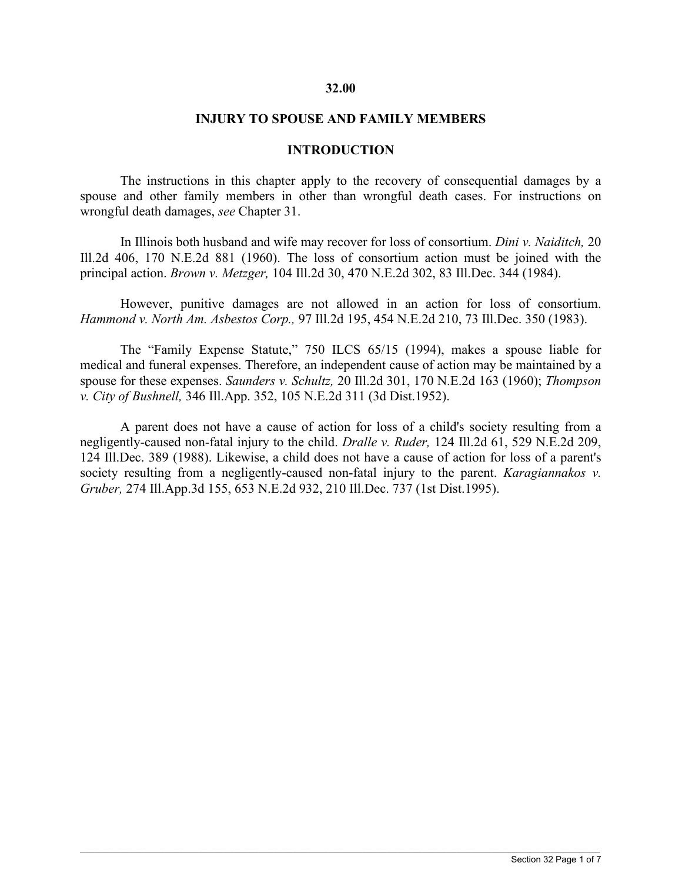# 32.00

## INJURY TO SPOUSE AND FAMILY MEMBERS

### INTRODUCTION

The instructions in this chapter apply to the recovery of consequential damages by a spouse and other family members in other than wrongful death cases. For instructions on wrongful death damages, *see* Chapter 31.

In Illinois both husband and wife may recover for loss of consortium. *Dini v. Naiditch,* 20 Ill.2d 406, 170 N.E.2d 881 (1960). The loss of consortium action must be joined with the principal action. *Brown v. Metzger,* 104 Ill.2d 30, 470 N.E.2d 302, 83 Ill.Dec. 344 (1984).

However, punitive damages are not allowed in an action for loss of consortium. *Hammond v. North Am. Asbestos Corp.,* 97 Ill.2d 195, 454 N.E.2d 210, 73 Ill.Dec. 350 (1983).

The "Family Expense Statute," 750 ILCS 65/15 (1994), makes a spouse liable for medical and funeral expenses. Therefore, an independent cause of action may be maintained by a spouse for these expenses. *Saunders v. Schultz,* 20 Ill.2d 301, 170 N.E.2d 163 (1960); *Thompson v. City of Bushnell,* 346 Ill.App. 352, 105 N.E.2d 311 (3d Dist.1952).

A parent does not have a cause of action for loss of a child's society resulting from a negligently-caused non-fatal injury to the child. *Dralle v. Ruder,* 124 Ill.2d 61, 529 N.E.2d 209, 124 Ill.Dec. 389 (1988). Likewise, a child does not have a cause of action for loss of a parent's society resulting from a negligently-caused non-fatal injury to the parent. *Karagiannakos v. Gruber,* 274 Ill.App.3d 155, 653 N.E.2d 932, 210 Ill.Dec. 737 (1st Dist.1995).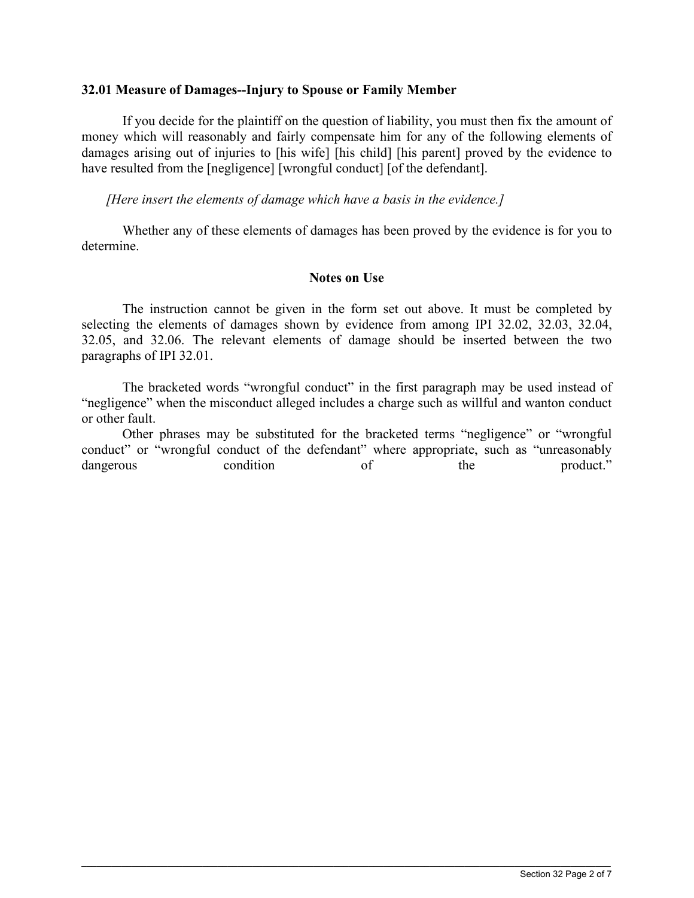**32.01 Measure of Damages--Injury to Spouse or Family Member**

If you decide for the plaintiff on the question of liability, you must then fix the amount of money which will reasonably and fairly compensate him for any of the following elements of damages arising out of injuries to [his wife] [his child] [his parent] proved by the evidence to have resulted from the [negligence] [wrongful conduct] [of the defendant].

*[Here insert the elements of damage which have a basis in the evidence.]*

Whether any of these elements of damages has been proved by the evidence is for you to determine.

**Notes on Use**

The instruction cannot be given in the form set out above. It must be completed by selecting the elements of damages shown by evidence from among IPI 32.02, 32.03, 32.04, 32.05, and 32.06. The relevant elements of damage should be inserted between the two paragraphs of IPI 32.01.

The bracketed words "wrongful conduct" in the first paragraph may be used instead of "negligence" when the misconduct alleged includes a charge such as willful and wanton conduct or other fault.

Other phrases may be substituted for the bracketed terms "negligence" or "wrongful conduct" or "wrongful conduct of the defendant" where appropriate, such as "unreasonably dangerous condition of the product."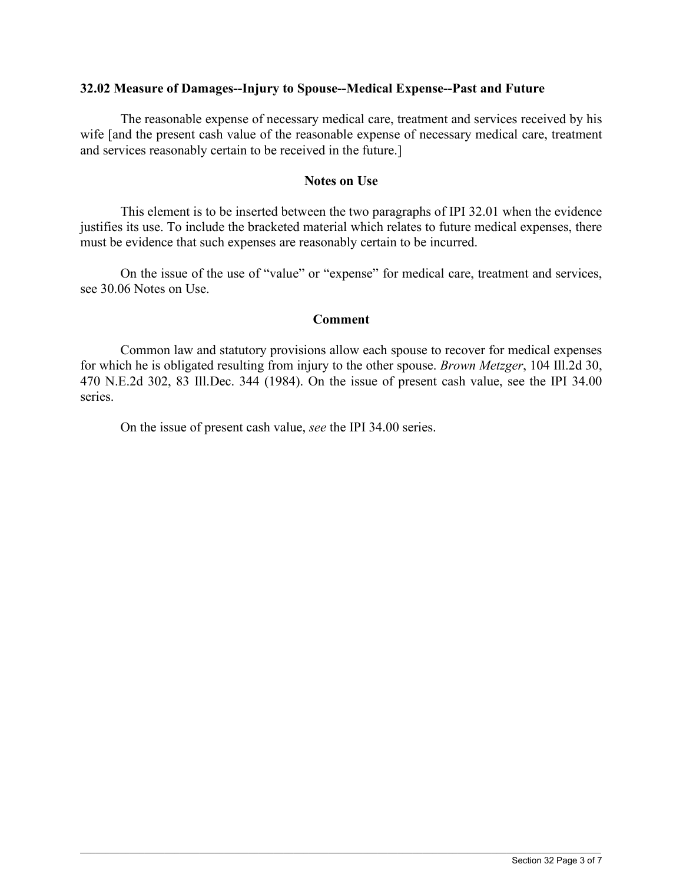### 32.02 Measure of Damages--Injury to Spouse--Medical Expense--Past and Future

The reasonable expense of necessary medical care, treatment and services received by his wife [and the present cash value of the reasonable expense of necessary medical care, treatment and services reasonably certain to be received in the future.]

#### Notes on Use

This element is to be inserted between the two paragraphs of IPI 32.01 when the evidence justifies its use. To include the bracketed material which relates to future medical expenses, there must be evidence that such expenses are reasonably certain to be incurred.

On the issue of the use of "value" or "expense" for medical care, treatment and services, see 30.06 Notes on Use.

#### Comment

Common law and statutory provisions allow each spouse to recover for medical expenses for which he is obligated resulting from injury to the other spouse. *Brown Metzger*, 104 Ill.2d 30, 470 N.E.2d 302, 83 Ill.Dec. 344 (1984). On the issue of present cash value, see the IPI 34.00 series.

On the issue of present cash value, *see* the IPI 34.00 series.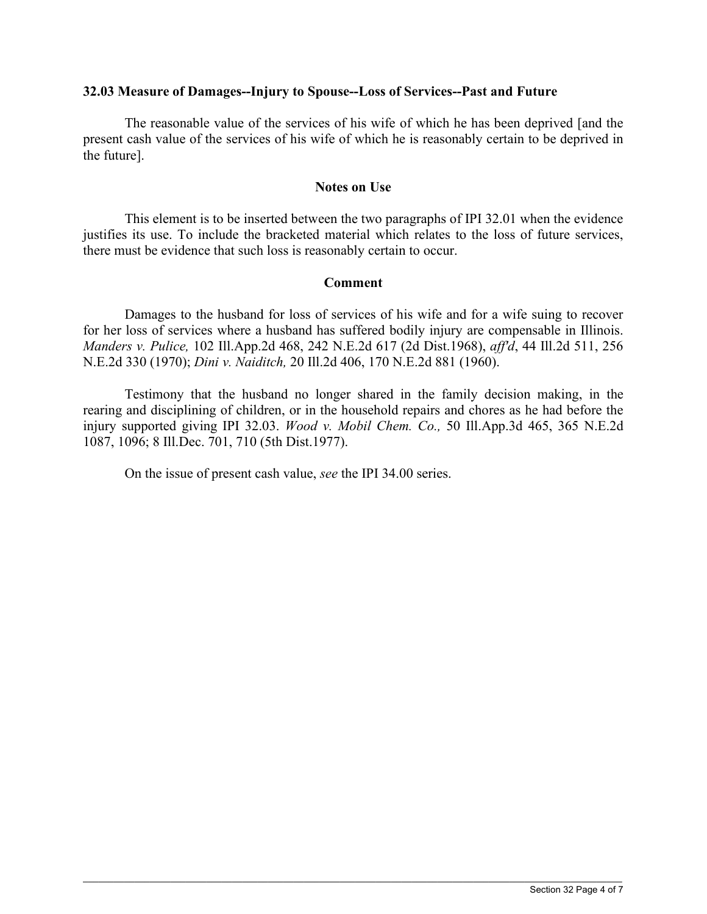### 32.03 Measure of Damages--Injury to Spouse--Loss of Services--Past and Future

The reasonable value of the services of his wife of which he has been deprived [and the present cash value of the services of his wife of which he is reasonably certain to be deprived in the future].

#### Notes on Use

This element is to be inserted between the two paragraphs of IPI 32.01 when the evidence justifies its use. To include the bracketed material which relates to the loss of future services, there must be evidence that such loss is reasonably certain to occur.

#### Comment

Damages to the husband for loss of services of his wife and for a wife suing to recover for her loss of services where a husband has suffered bodily injury are compensable in Illinois. *Manders v. Pulice,* 102 Ill.App.2d 468, 242 N.E.2d 617 (2d Dist.1968), *aff'd*, 44 Ill.2d 511, 256 N.E.2d 330 (1970); *Dini v. Naiditch,* 20 Ill.2d 406, 170 N.E.2d 881 (1960).

Testimony that the husband no longer shared in the family decision making, in the rearing and disciplining of children, or in the household repairs and chores as he had before the injury supported giving IPI 32.03. *Wood v. Mobil Chem. Co.,* 50 Ill.App.3d 465, 365 N.E.2d 1087, 1096; 8 Ill.Dec. 701, 710 (5th Dist.1977).

On the issue of present cash value, *see* the IPI 34.00 series.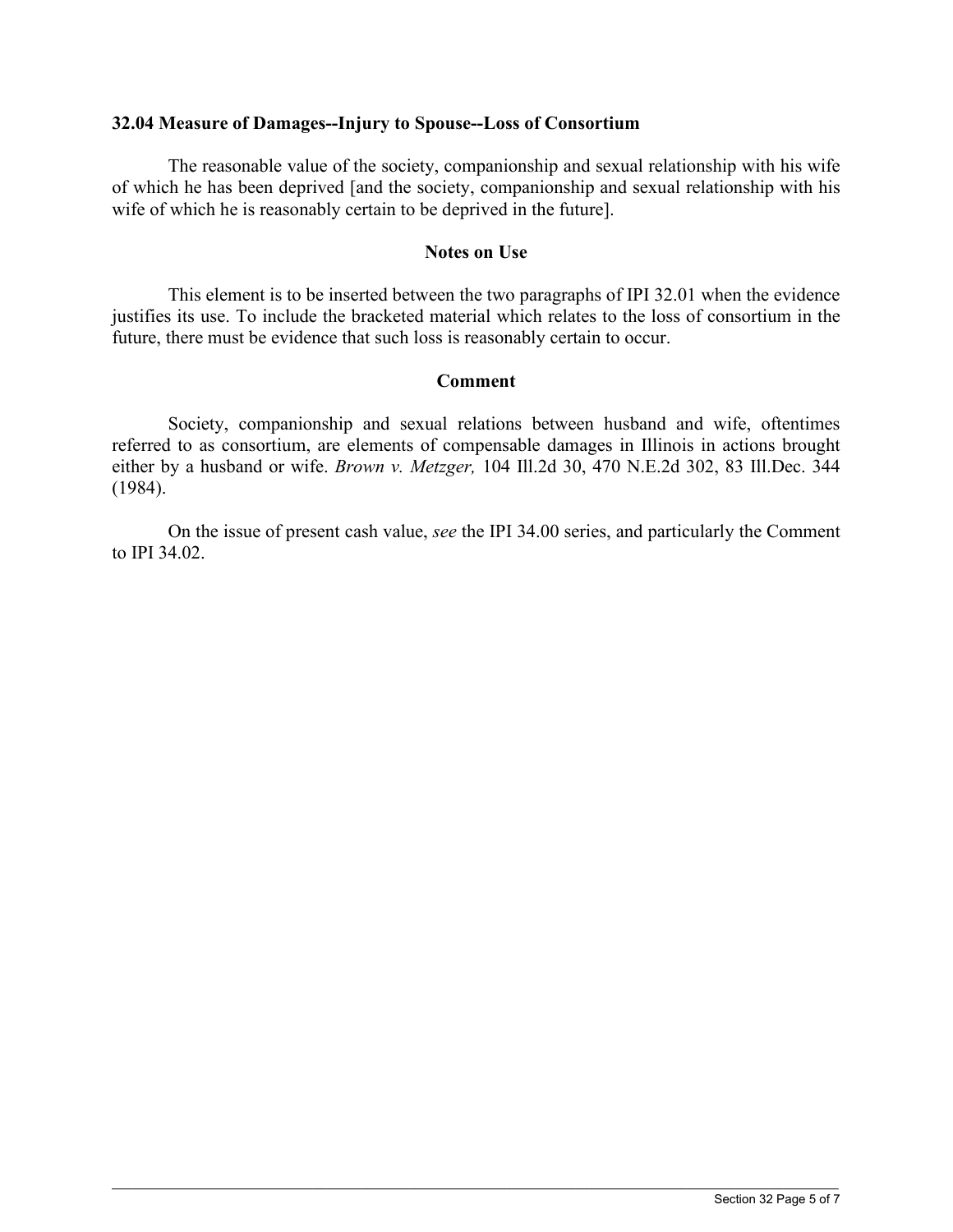### 32.04 Measure of Damages--Injury to Spouse--Loss of Consortium

The reasonable value of the society, companionship and sexual relationship with his wife of which he has been deprived [and the society, companionship and sexual relationship with his wife of which he is reasonably certain to be deprived in the future].

**Notes on Use**

This element is to be inserted between the two paragraphs of IPI 32.01 when the evidence justifies its use. To include the bracketed material which relates to the loss of consortium in the future, there must be evidence that such loss is reasonably certain to occur.

**Comment**

Society, companionship and sexual relations between husband and wife, oftentimes referred to as consortium, are elements of compensable damages in Illinois in actions brought either by a husband or wife. *Brown v. Metzger,* 104 Ill.2d 30, 470 N.E.2d 302, 83 Ill.Dec. 344 (1984).

On the issue of present cash value, *see* the IPI 34.00 series, and particularly the Comment to IPI 34.02.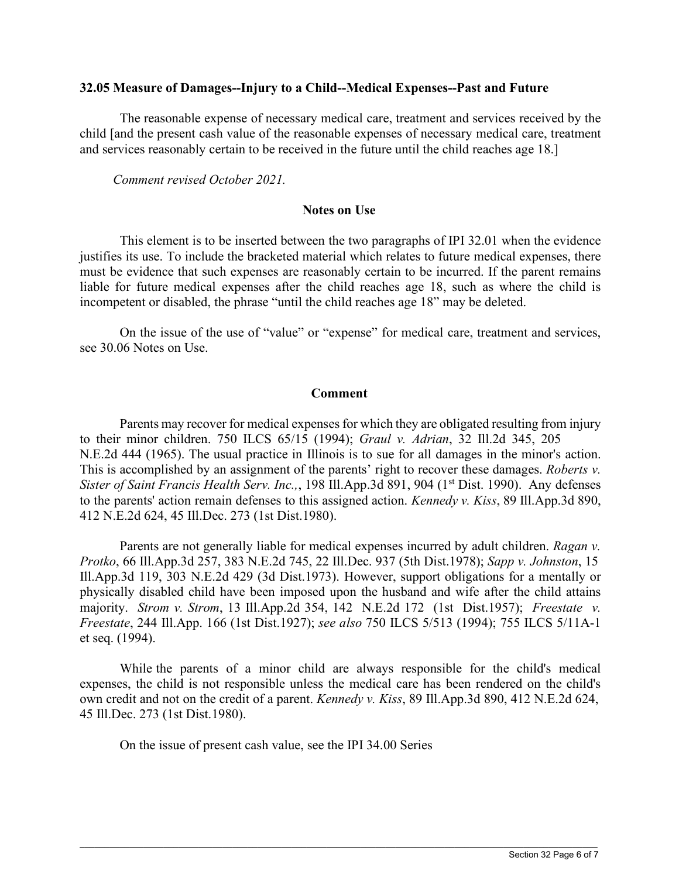**32.05 Measure of Damages--Injury to a Child--Medical Expenses--Past and Future**

The reasonable expense of necessary medical care, treatment and services received by the child [and the present cash value of the reasonable expenses of necessary medical care, treatment and services reasonably certain to be received in the future until the child reaches age 18.]

*Comment revised October 2021.*

**Notes on Use**

This element is to be inserted between the two paragraphs of IPI 32.01 when the evidence justifies its use. To include the bracketed material which relates to future medical expenses, there must be evidence that such expenses are reasonably certain to be incurred. If the parent remains liable for future medical expenses after the child reaches age 18, such as where the child is incompetent or disabled, the phrase "until the child reaches age 18" may be deleted.

On the issue of the use of "value" or "expense" for medical care, treatment and services, see 30.06 Notes on Use.

**Comment**

Parents may recover for medical expenses for which they are obligated resulting from injury to their minor children. 750 ILCS 65/15 (1994); *Graul v. Adrian*, 32 Ill.2d 345, 205 N.E.2d 444 (1965). The usual practice in Illinois is to sue for all damages in the minor's action. This is accomplished by an assignment of the parents' right to recover these damages. *Roberts v. Sister of Saint Francis Health Serv. Inc.,*, 198 Ill.App.3d 891, 904 (1st Dist. 1990). Any defenses to the parents' action remain defenses to this assigned action. *Kennedy v. Kiss*, 89 Ill.App.3d 890, 412 N.E.2d 624, 45 Ill.Dec. 273 (1st Dist.1980).

Parents are not generally liable for medical expenses incurred by adult children. *Ragan v. Protko*, 66 Ill.App.3d 257, 383 N.E.2d 745, 22 Ill.Dec. 937 (5th Dist.1978); *Sapp v. Johnston*, 15 Ill.App.3d 119, 303 N.E.2d 429 (3d Dist.1973). However, support obligations for a mentally or physically disabled child have been imposed upon the husband and wife after the child attains majority. *Strom v. Strom*, 13 Ill.App.2d 354, 142 N.E.2d 172 (1st Dist.1957); *Freestate v. Freestate*, 244 Ill.App. 166 (1st Dist.1927); *see also* 750 ILCS 5/513 (1994); 755 ILCS 5/11A-1 et seq. (1994).

While the parents of a minor child are always responsible for the child's medical expenses, the child is not responsible unless the medical care has been rendered on the child's own credit and not on the credit of a parent. *Kennedy v. Kiss*, 89 Ill.App.3d 890, 412 N.E.2d 624, 45 Ill.Dec. 273 (1st Dist.1980).

On the issue of present cash value, see the IPI 34.00 Series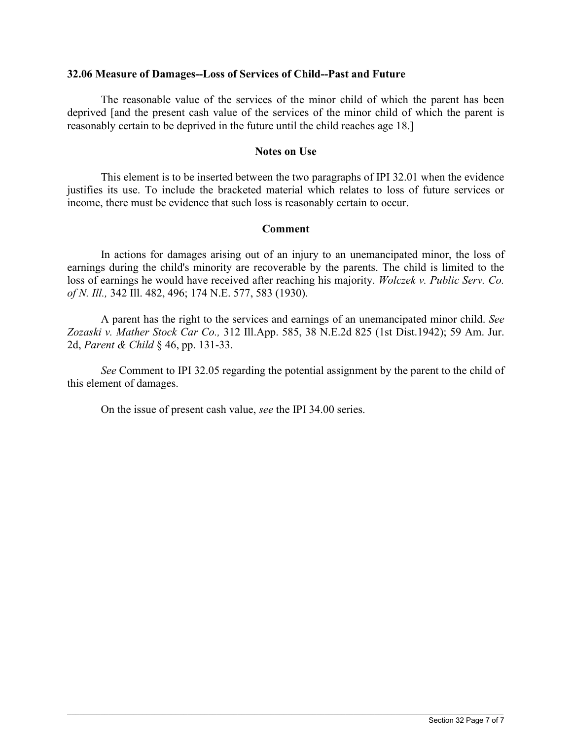### 32.06 Measure of Damages--Loss of Services of Child--Past and Future

The reasonable value of the services of the minor child of which the parent has been deprived [and the present cash value of the services of the minor child of which the parent is reasonably certain to be deprived in the future until the child reaches age 18.]

**Notes on Use**

This element is to be inserted between the two paragraphs of IPI 32.01 when the evidence justifies its use. To include the bracketed material which relates to loss of future services or income, there must be evidence that such loss is reasonably certain to occur.

**Comment**

In actions for damages arising out of an injury to an unemancipated minor, the loss of earnings during the child's minority are recoverable by the parents. The child is limited to the loss of earnings he would have received after reaching his majority. *Wolczek v. Public Serv. Co. of N. Ill.,* 342 Ill. 482, 496; 174 N.E. 577, 583 (1930).

A parent has the right to the services and earnings of an unemancipated minor child. *See Zozaski v. Mather Stock Car Co.,* 312 Ill.App. 585, 38 N.E.2d 825 (1st Dist.1942); 59 Am. Jur. 2d, *Parent & Child* § 46, pp. 131-33.

*See* Comment to IPI 32.05 regarding the potential assignment by the parent to the child of this element of damages.

On the issue of present cash value, *see* the IPI 34.00 series.